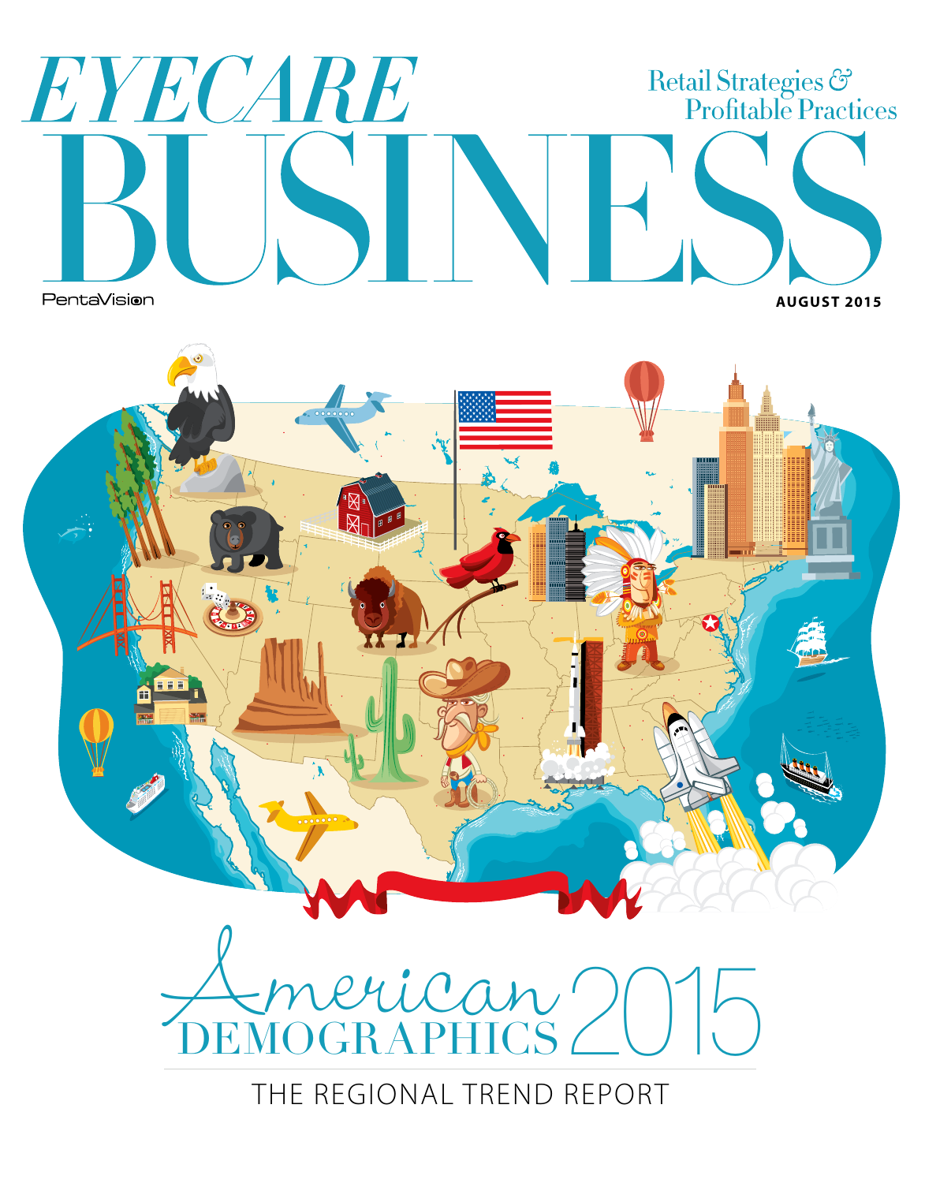# EYECARE BUSINESS

Retail Strategies & Profitable Practices

PentaVision

AUGUST 2015

# American DEMOGRAPHICS 2015

THE REGIONAL TREND REPORT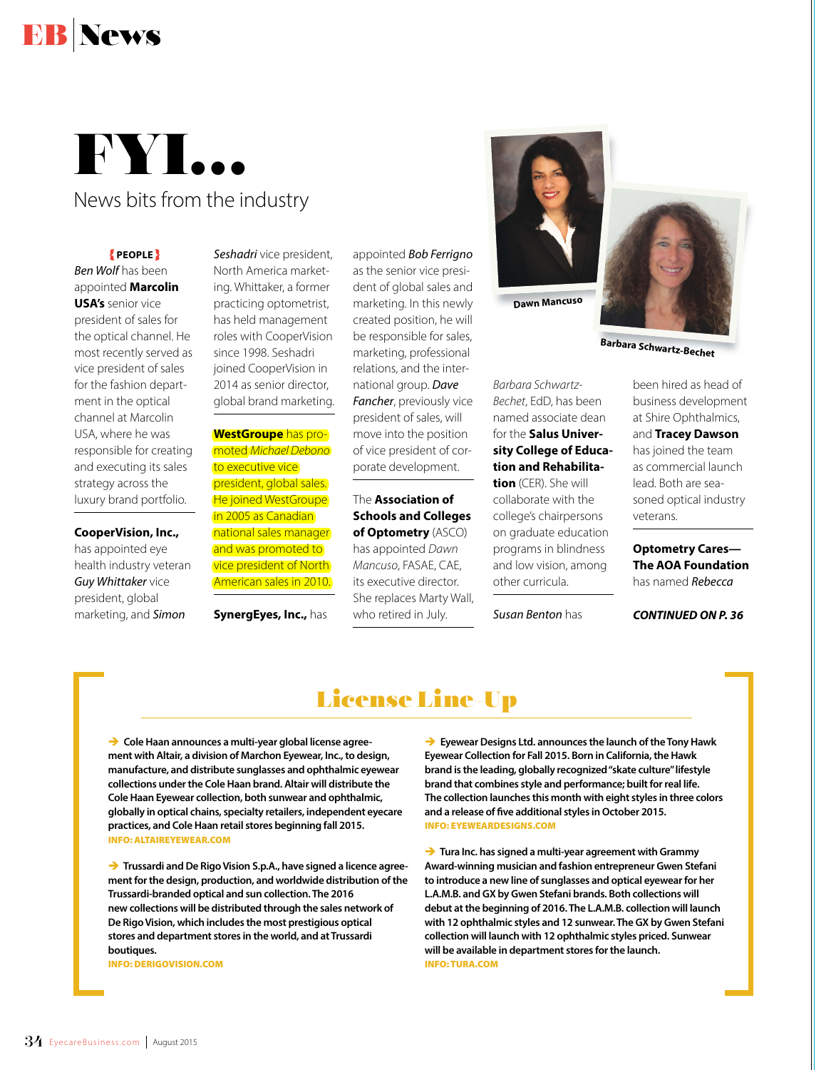# FYI...

News bits from the industry

**{ PEOPLE }**

*Ben Wolf* has been appointed **Marcolin USA's** senior vice president of sales for the optical channel. He most recently served as vice president of sales for the fashion department in the optical channel at Marcolin USA, where he was responsible for creating and executing its sales strategy across the luxury brand portfolio.

**CooperVision, Inc.,** has appointed eye health industry veteran *Guy Whittaker* vice president, global marketing, and *Simon Seshadri* vice president, North America marketing. Whittaker, a former practicing optometrist, has held management roles with CooperVision since 1998. Seshadri joined CooperVision in 2014 as senior director, global brand marketing.

**WestGroupe** has promoted *Michael Debono* to executive vice president, global sales. He joined WestGroupe in 2005 as Canadian national sales manager and was promoted to vice president of North American sales in 2010.

**SynergEyes, Inc.,** has appointed *Bob Ferrigno* as the senior vice president of global sales and marketing. In this newly created position, he will be responsible for sales, marketing, professional relations, and the international group. *Dave Fancher*, previously vice president of sales, will move into the position of vice president of corporate development.

The **Association of Schools and Colleges of Optometry** (ASCO) has appointed *Dawn Mancuso*, FASAE, CAE, its executive director. She replaces Marty Wall, who retired in July.

Dawn Mancuso

Barbara Schwartz-Bechet

*Barbara Schwartz-Bechet*, EdD, has been named associate dean for the **Salus University College of Education and Rehabilitation** (CER). She will collaborate with the college's chairpersons on graduate education programs in blindness and low vision, among other curricula.

*Susan Benton* has been hired as head of business development at Shire Ophthalmics, and **Tracey Dawson** has joined the team as commercial launch lead. Both are seasoned optical industry veterans.

**Optometry Cares—The AOA Foundation** has named *Rebecca*

***CONTINUED ON P. 36***

## License Line-Up

➔ **Cole Haan announces a multi-year global license agreement with Altair, a division of Marchon Eyewear, Inc., to design, manufacture, and distribute sunglasses and ophthalmic eyewear collections under the Cole Haan brand. Altair will distribute the Cole Haan Eyewear collection, both sunwear and ophthalmic, globally in optical chains, specialty retailers, independent eyecare practices, and Cole Haan retail stores beginning fall 2015.**
**INFO: ALTAIREYEWEAR.COM**

➔ **Trussardi and De Rigo Vision S.p.A., have signed a licence agreement for the design, production, and worldwide distribution of the Trussardi-branded optical and sun collection. The 2016 new collections will be distributed through the sales network of De Rigo Vision, which includes the most prestigious optical stores and department stores in the world, and at Trussardi boutiques.**
**INFO: DERIGOVISION.COM**

➔ **Eyewear Designs Ltd. announces the launch of the Tony Hawk Eyewear Collection for Fall 2015. Born in California, the Hawk brand is the leading, globally recognized "skate culture" lifestyle brand that combines style and performance; built for real life. The collection launches this month with eight styles in three colors and a release of five additional styles in October 2015.**
**INFO: EYEWEARDESIGNS.COM**

➔ **Tura Inc. has signed a multi-year agreement with Grammy Award-winning musician and fashion entrepreneur Gwen Stefani to introduce a new line of sunglasses and optical eyewear for her L.A.M.B. and GX by Gwen Stefani brands. Both collections will debut at the beginning of 2016. The L.A.M.B. collection will launch with 12 ophthalmic styles and 12 sunwear. The GX by Gwen Stefani collection will launch with 12 ophthalmic styles priced. Sunwear will be available in department stores for the launch.**
**INFO: TURA.COM**